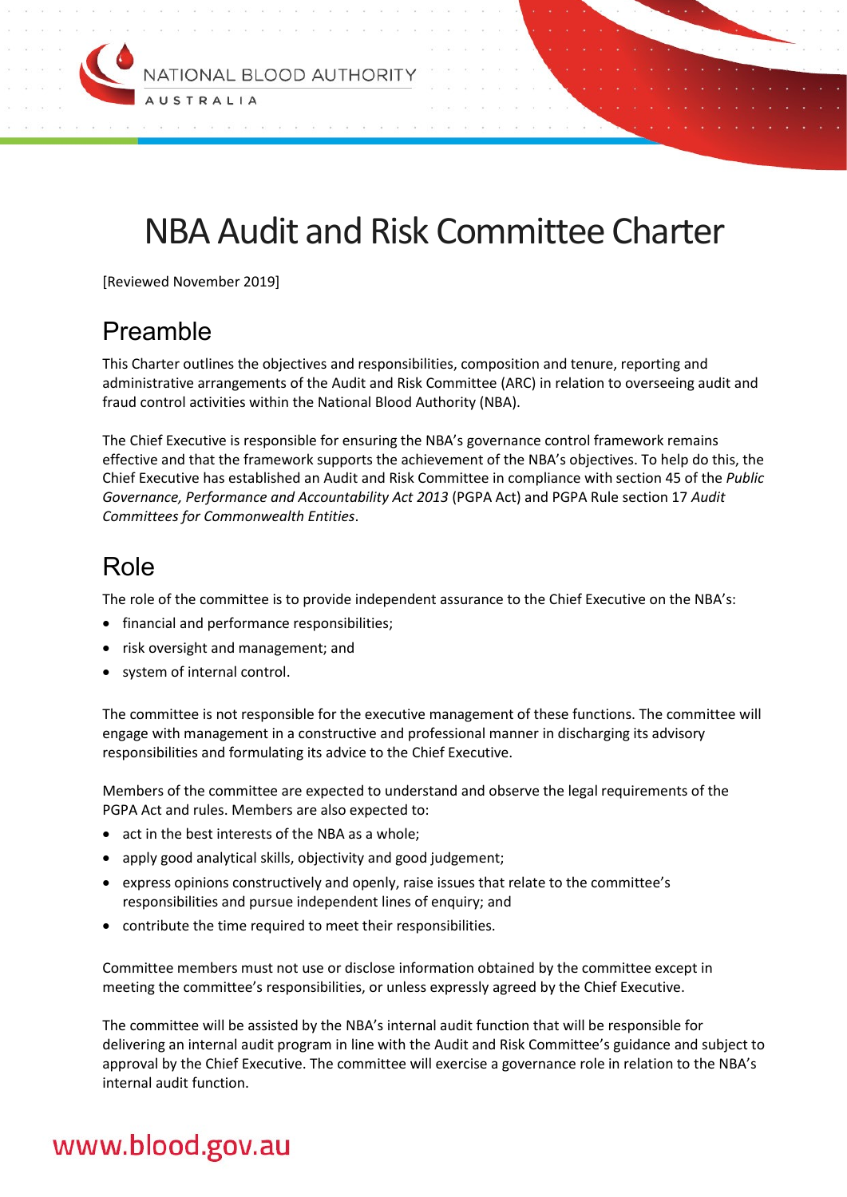# NBA Audit and Risk Committee Charter

[Reviewed November 2019]

## Preamble

This Charter outlines the objectives and responsibilities, composition and tenure, reporting and administrative arrangements of the Audit and Risk Committee (ARC) in relation to overseeing audit and fraud control activities within the National Blood Authority (NBA).

The Chief Executive is responsible for ensuring the NBA's governance control framework remains effective and that the framework supports the achievement of the NBA's objectives. To help do this, the Chief Executive has established an Audit and Risk Committee in compliance with section 45 of the *Public Governance, Performance and Accountability Act 2013* (PGPA Act) and PGPA Rule section 17 *Audit Committees for Commonwealth Entities*.

## Role

The role of the committee is to provide independent assurance to the Chief Executive on the NBA's:

- financial and performance responsibilities;
- risk oversight and management; and
- system of internal control.

The committee is not responsible for the executive management of these functions. The committee will engage with management in a constructive and professional manner in discharging its advisory responsibilities and formulating its advice to the Chief Executive.

Members of the committee are expected to understand and observe the legal requirements of the PGPA Act and rules. Members are also expected to:

- act in the best interests of the NBA as a whole;
- apply good analytical skills, objectivity and good judgement;
- express opinions constructively and openly, raise issues that relate to the committee's responsibilities and pursue independent lines of enquiry; and
- contribute the time required to meet their responsibilities.

Committee members must not use or disclose information obtained by the committee except in meeting the committee's responsibilities, or unless expressly agreed by the Chief Executive.

The committee will be assisted by the NBA's internal audit function that will be responsible for delivering an internal audit program in line with the Audit and Risk Committee's guidance and subject to approval by the Chief Executive. The committee will exercise a governance role in relation to the NBA's internal audit function.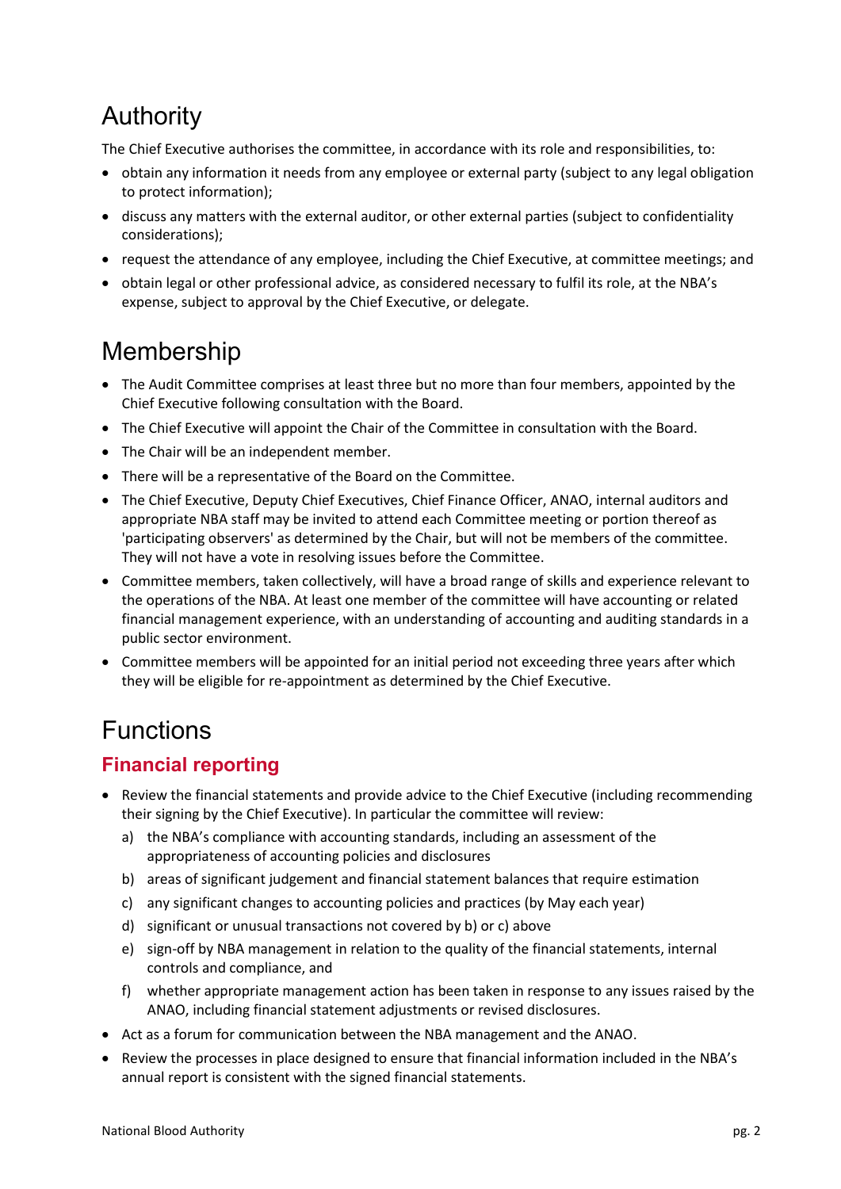# Authority

The Chief Executive authorises the committee, in accordance with its role and responsibilities, to:

- obtain any information it needs from any employee or external party (subject to any legal obligation to protect information);
- discuss any matters with the external auditor, or other external parties (subject to confidentiality considerations);
- request the attendance of any employee, including the Chief Executive, at committee meetings; and
- obtain legal or other professional advice, as considered necessary to fulfil its role, at the NBA's expense, subject to approval by the Chief Executive, or delegate.

# Membership

- The Audit Committee comprises at least three but no more than four members, appointed by the Chief Executive following consultation with the Board.
- The Chief Executive will appoint the Chair of the Committee in consultation with the Board.
- The Chair will be an independent member.
- There will be a representative of the Board on the Committee.
- The Chief Executive, Deputy Chief Executives, Chief Finance Officer, ANAO, internal auditors and appropriate NBA staff may be invited to attend each Committee meeting or portion thereof as 'participating observers' as determined by the Chair, but will not be members of the committee. They will not have a vote in resolving issues before the Committee.
- Committee members, taken collectively, will have a broad range of skills and experience relevant to the operations of the NBA. At least one member of the committee will have accounting or related financial management experience, with an understanding of accounting and auditing standards in a public sector environment.
- Committee members will be appointed for an initial period not exceeding three years after which they will be eligible for re-appointment as determined by the Chief Executive.

# Functions

## Financial reporting

- Review the financial statements and provide advice to the Chief Executive (including recommending their signing by the Chief Executive). In particular the committee will review:
  a) the NBA's compliance with accounting standards, including an assessment of the appropriateness of accounting policies and disclosures
  b) areas of significant judgement and financial statement balances that require estimation
  c) any significant changes to accounting policies and practices (by May each year)
  d) significant or unusual transactions not covered by b) or c) above
  e) sign-off by NBA management in relation to the quality of the financial statements, internal controls and compliance, and
  f) whether appropriate management action has been taken in response to any issues raised by the ANAO, including financial statement adjustments or revised disclosures.
- Act as a forum for communication between the NBA management and the ANAO.
- Review the processes in place designed to ensure that financial information included in the NBA's annual report is consistent with the signed financial statements.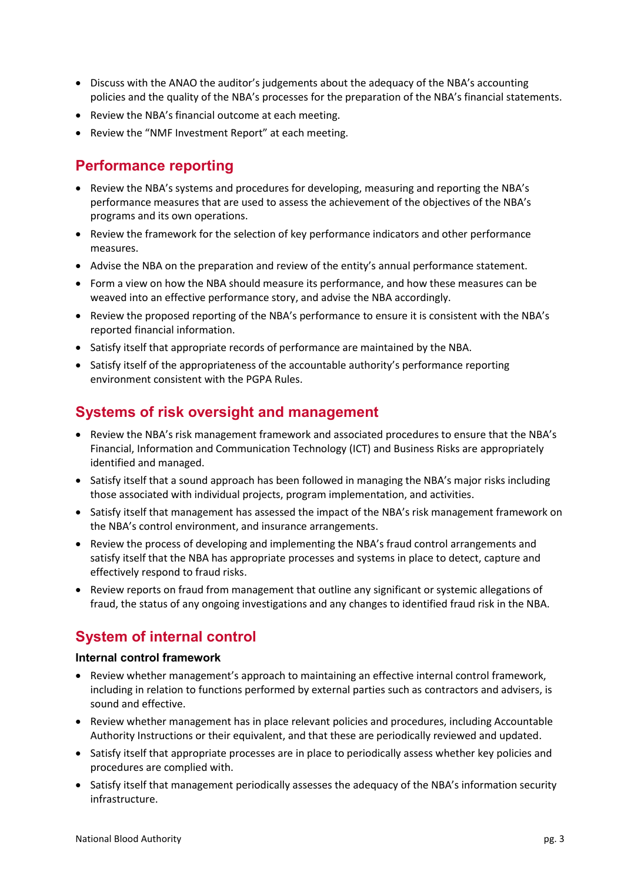- Discuss with the ANAO the auditor's judgements about the adequacy of the NBA's accounting policies and the quality of the NBA's processes for the preparation of the NBA's financial statements.
- Review the NBA's financial outcome at each meeting.
- Review the "NMF Investment Report" at each meeting.

## Performance reporting

- Review the NBA's systems and procedures for developing, measuring and reporting the NBA's performance measures that are used to assess the achievement of the objectives of the NBA's programs and its own operations.
- Review the framework for the selection of key performance indicators and other performance measures.
- Advise the NBA on the preparation and review of the entity's annual performance statement.
- Form a view on how the NBA should measure its performance, and how these measures can be weaved into an effective performance story, and advise the NBA accordingly.
- Review the proposed reporting of the NBA's performance to ensure it is consistent with the NBA's reported financial information.
- Satisfy itself that appropriate records of performance are maintained by the NBA.
- Satisfy itself of the appropriateness of the accountable authority's performance reporting environment consistent with the PGPA Rules.

## Systems of risk oversight and management

- Review the NBA's risk management framework and associated procedures to ensure that the NBA's Financial, Information and Communication Technology (ICT) and Business Risks are appropriately identified and managed.
- Satisfy itself that a sound approach has been followed in managing the NBA's major risks including those associated with individual projects, program implementation, and activities.
- Satisfy itself that management has assessed the impact of the NBA's risk management framework on the NBA's control environment, and insurance arrangements.
- Review the process of developing and implementing the NBA's fraud control arrangements and satisfy itself that the NBA has appropriate processes and systems in place to detect, capture and effectively respond to fraud risks.
- Review reports on fraud from management that outline any significant or systemic allegations of fraud, the status of any ongoing investigations and any changes to identified fraud risk in the NBA.

## System of internal control

### Internal control framework

- Review whether management's approach to maintaining an effective internal control framework, including in relation to functions performed by external parties such as contractors and advisers, is sound and effective.
- Review whether management has in place relevant policies and procedures, including Accountable Authority Instructions or their equivalent, and that these are periodically reviewed and updated.
- Satisfy itself that appropriate processes are in place to periodically assess whether key policies and procedures are complied with.
- Satisfy itself that management periodically assesses the adequacy of the NBA's information security infrastructure.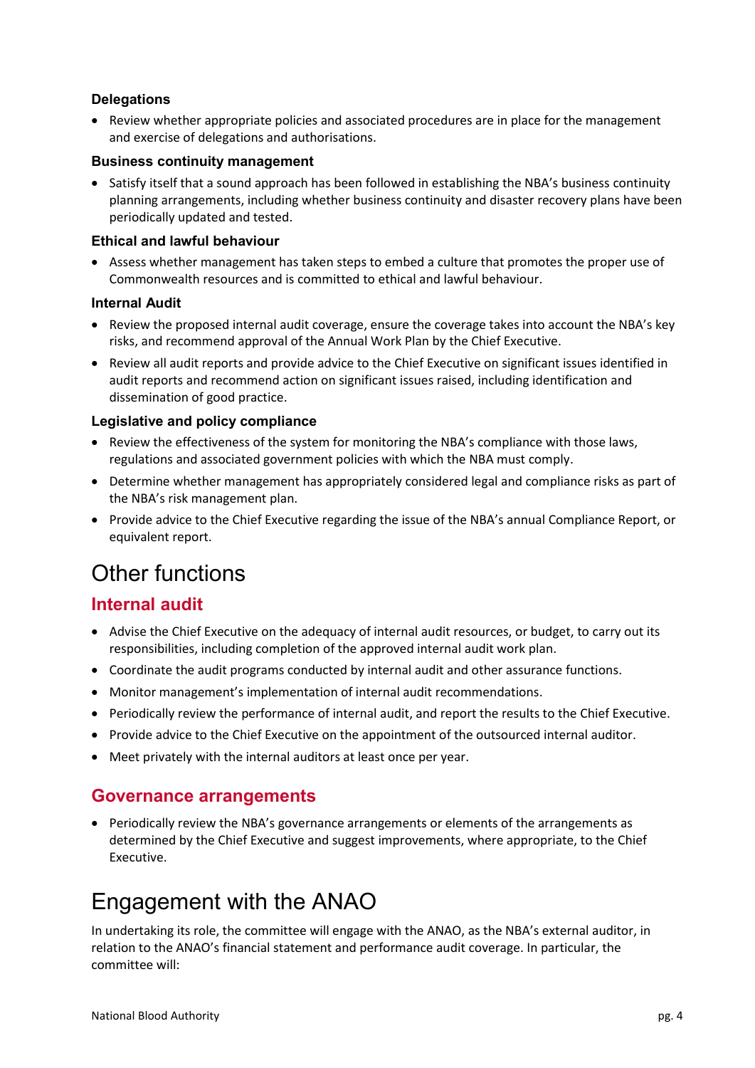### Delegations

- Review whether appropriate policies and associated procedures are in place for the management and exercise of delegations and authorisations.

### Business continuity management

- Satisfy itself that a sound approach has been followed in establishing the NBA's business continuity planning arrangements, including whether business continuity and disaster recovery plans have been periodically updated and tested.

### Ethical and lawful behaviour

- Assess whether management has taken steps to embed a culture that promotes the proper use of Commonwealth resources and is committed to ethical and lawful behaviour.

### Internal Audit

- Review the proposed internal audit coverage, ensure the coverage takes into account the NBA's key risks, and recommend approval of the Annual Work Plan by the Chief Executive.
- Review all audit reports and provide advice to the Chief Executive on significant issues identified in audit reports and recommend action on significant issues raised, including identification and dissemination of good practice.

### Legislative and policy compliance

- Review the effectiveness of the system for monitoring the NBA's compliance with those laws, regulations and associated government policies with which the NBA must comply.
- Determine whether management has appropriately considered legal and compliance risks as part of the NBA's risk management plan.
- Provide advice to the Chief Executive regarding the issue of the NBA's annual Compliance Report, or equivalent report.

# Other functions

## Internal audit

- Advise the Chief Executive on the adequacy of internal audit resources, or budget, to carry out its responsibilities, including completion of the approved internal audit work plan.
- Coordinate the audit programs conducted by internal audit and other assurance functions.
- Monitor management's implementation of internal audit recommendations.
- Periodically review the performance of internal audit, and report the results to the Chief Executive.
- Provide advice to the Chief Executive on the appointment of the outsourced internal auditor.
- Meet privately with the internal auditors at least once per year.

## Governance arrangements

- Periodically review the NBA's governance arrangements or elements of the arrangements as determined by the Chief Executive and suggest improvements, where appropriate, to the Chief Executive.

# Engagement with the ANAO

In undertaking its role, the committee will engage with the ANAO, as the NBA's external auditor, in relation to the ANAO's financial statement and performance audit coverage. In particular, the committee will: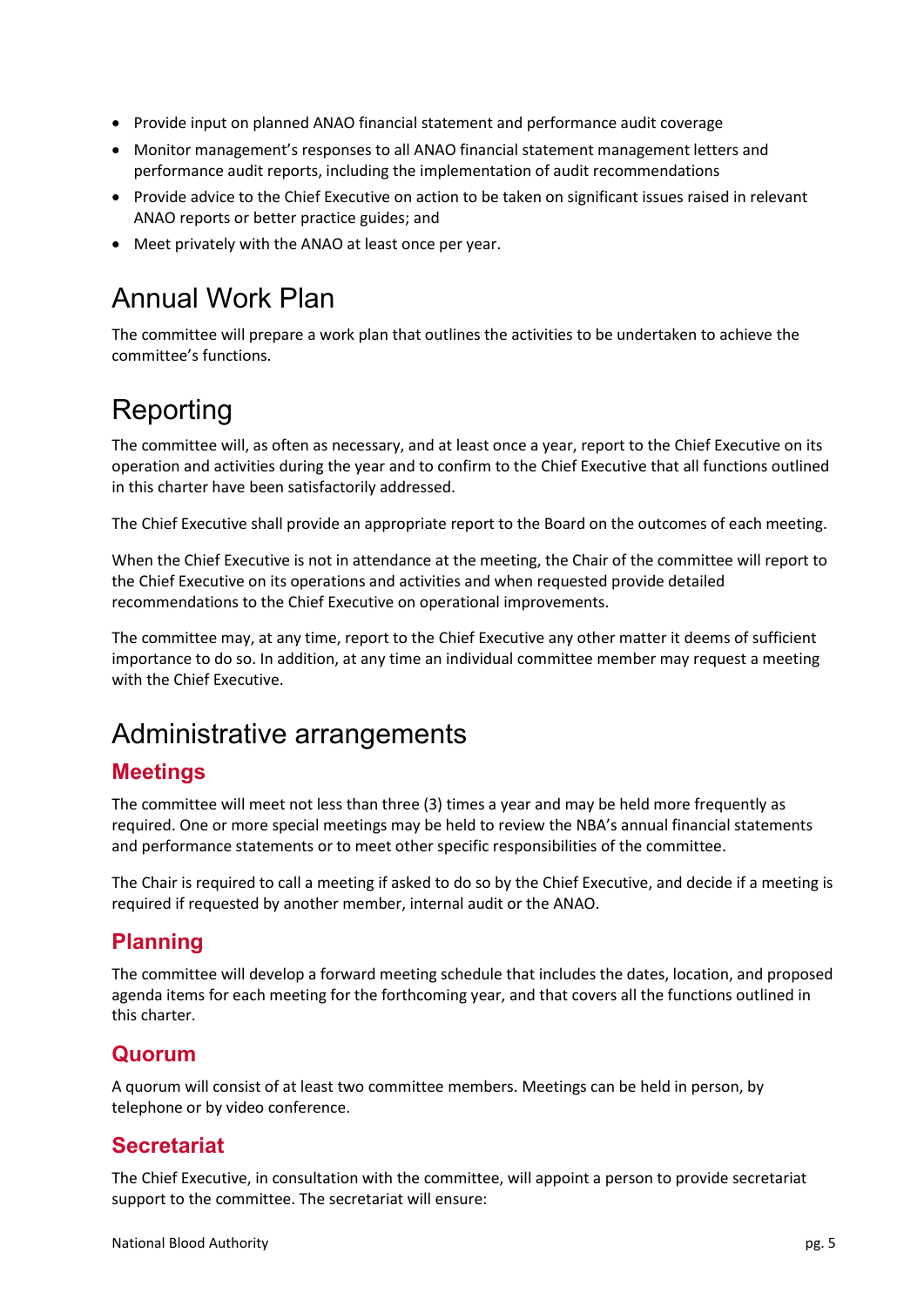- Provide input on planned ANAO financial statement and performance audit coverage
- Monitor management's responses to all ANAO financial statement management letters and performance audit reports, including the implementation of audit recommendations
- Provide advice to the Chief Executive on action to be taken on significant issues raised in relevant ANAO reports or better practice guides; and
- Meet privately with the ANAO at least once per year.

# Annual Work Plan

The committee will prepare a work plan that outlines the activities to be undertaken to achieve the committee's functions.

# Reporting

The committee will, as often as necessary, and at least once a year, report to the Chief Executive on its operation and activities during the year and to confirm to the Chief Executive that all functions outlined in this charter have been satisfactorily addressed.

The Chief Executive shall provide an appropriate report to the Board on the outcomes of each meeting.

When the Chief Executive is not in attendance at the meeting, the Chair of the committee will report to the Chief Executive on its operations and activities and when requested provide detailed recommendations to the Chief Executive on operational improvements.

The committee may, at any time, report to the Chief Executive any other matter it deems of sufficient importance to do so. In addition, at any time an individual committee member may request a meeting with the Chief Executive.

# Administrative arrangements

## Meetings

The committee will meet not less than three (3) times a year and may be held more frequently as required. One or more special meetings may be held to review the NBA's annual financial statements and performance statements or to meet other specific responsibilities of the committee.

The Chair is required to call a meeting if asked to do so by the Chief Executive, and decide if a meeting is required if requested by another member, internal audit or the ANAO.

## Planning

The committee will develop a forward meeting schedule that includes the dates, location, and proposed agenda items for each meeting for the forthcoming year, and that covers all the functions outlined in this charter.

## Quorum

A quorum will consist of at least two committee members. Meetings can be held in person, by telephone or by video conference.

## Secretariat

The Chief Executive, in consultation with the committee, will appoint a person to provide secretariat support to the committee. The secretariat will ensure: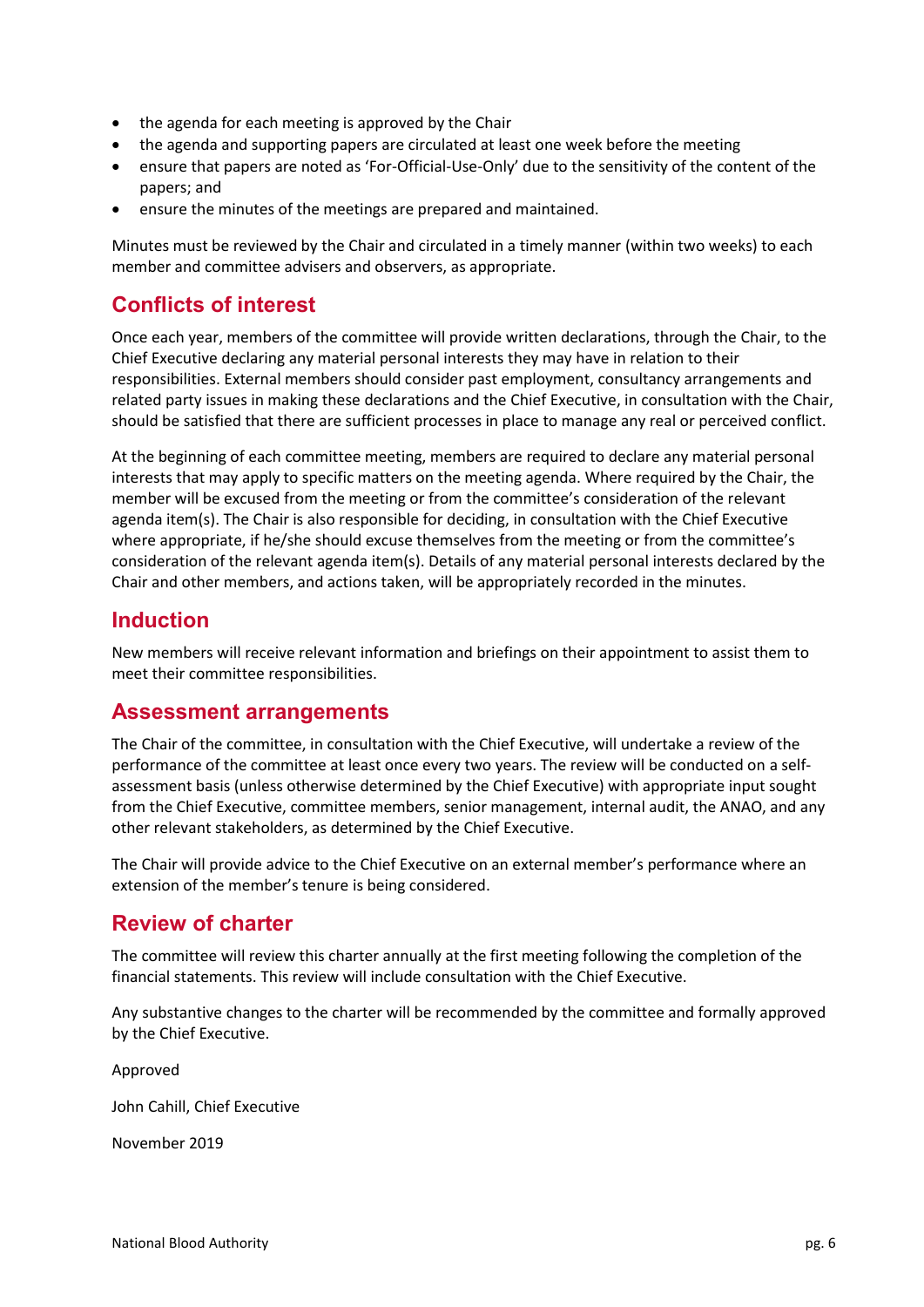- the agenda for each meeting is approved by the Chair
- the agenda and supporting papers are circulated at least one week before the meeting
- ensure that papers are noted as 'For-Official-Use-Only' due to the sensitivity of the content of the papers; and
- ensure the minutes of the meetings are prepared and maintained.

Minutes must be reviewed by the Chair and circulated in a timely manner (within two weeks) to each member and committee advisers and observers, as appropriate.

## Conflicts of interest

Once each year, members of the committee will provide written declarations, through the Chair, to the Chief Executive declaring any material personal interests they may have in relation to their responsibilities. External members should consider past employment, consultancy arrangements and related party issues in making these declarations and the Chief Executive, in consultation with the Chair, should be satisfied that there are sufficient processes in place to manage any real or perceived conflict.

At the beginning of each committee meeting, members are required to declare any material personal interests that may apply to specific matters on the meeting agenda. Where required by the Chair, the member will be excused from the meeting or from the committee's consideration of the relevant agenda item(s). The Chair is also responsible for deciding, in consultation with the Chief Executive where appropriate, if he/she should excuse themselves from the meeting or from the committee's consideration of the relevant agenda item(s). Details of any material personal interests declared by the Chair and other members, and actions taken, will be appropriately recorded in the minutes.

## Induction

New members will receive relevant information and briefings on their appointment to assist them to meet their committee responsibilities.

## Assessment arrangements

The Chair of the committee, in consultation with the Chief Executive, will undertake a review of the performance of the committee at least once every two years. The review will be conducted on a self-assessment basis (unless otherwise determined by the Chief Executive) with appropriate input sought from the Chief Executive, committee members, senior management, internal audit, the ANAO, and any other relevant stakeholders, as determined by the Chief Executive.

The Chair will provide advice to the Chief Executive on an external member's performance where an extension of the member's tenure is being considered.

## Review of charter

The committee will review this charter annually at the first meeting following the completion of the financial statements. This review will include consultation with the Chief Executive.

Any substantive changes to the charter will be recommended by the committee and formally approved by the Chief Executive.

Approved

John Cahill, Chief Executive

November 2019